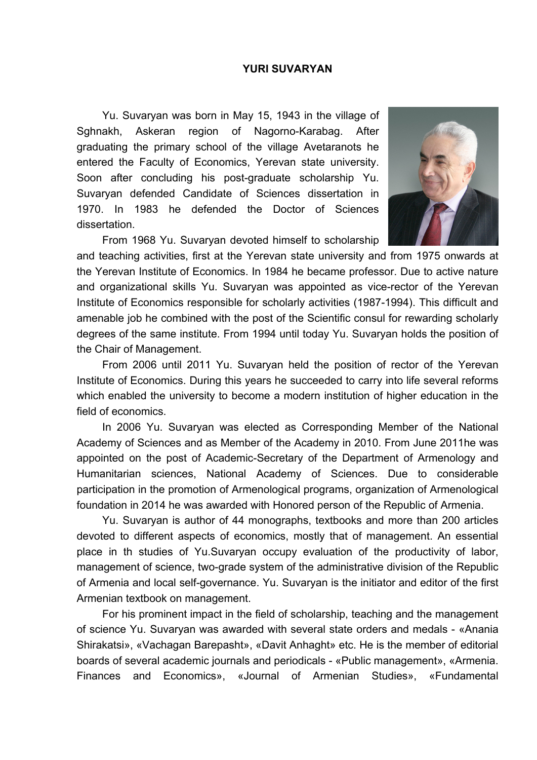# YURI SUVARYAN

Yu. Suvaryan was born in May 15, 1943 in the village of Sghnakh, Askeran region of Nagorno-Karabag. After graduating the primary school of the village Avetaranots he entered the Faculty of Economics, Yerevan state university. Soon after concluding his post-graduate scholarship Yu. Suvaryan defended Candidate of Sciences dissertation in 1970. In 1983 he defended the Doctor of Sciences dissertation.

From 1968 Yu. Suvaryan devoted himself to scholarship and teaching activities, first at the Yerevan state university and from 1975 onwards at the Yerevan Institute of Economics. In 1984 he became professor. Due to active nature and organizational skills Yu. Suvaryan was appointed as vice-rector of the Yerevan Institute of Economics responsible for scholarly activities (1987-1994). This difficult and amenable job he combined with the post of the Scientific consul for rewarding scholarly degrees of the same institute. From 1994 until today Yu. Suvaryan holds the position of the Chair of Management.

From 2006 until 2011 Yu. Suvaryan held the position of rector of the Yerevan Institute of Economics. During this years he succeeded to carry into life several reforms which enabled the university to become a modern institution of higher education in the field of economics.

In 2006 Yu. Suvaryan was elected as Corresponding Member of the National Academy of Sciences and as Member of the Academy in 2010. From June 2011he was appointed on the post of Academic-Secretary of the Department of Armenology and Humanitarian sciences, National Academy of Sciences. Due to considerable participation in the promotion of Armenological programs, organization of Armenological foundation in 2014 he was awarded with Honored person of the Republic of Armenia.

Yu. Suvaryan is author of 44 monographs, textbooks and more than 200 articles devoted to different aspects of economics, mostly that of management. An essential place in th studies of Yu.Suvaryan occupy evaluation of the productivity of labor, management of science, two-grade system of the administrative division of the Republic of Armenia and local self-governance. Yu. Suvaryan is the initiator and editor of the first Armenian textbook on management.

For his prominent impact in the field of scholarship, teaching and the management of science Yu. Suvaryan was awarded with several state orders and medals - «Anania Shirakatsi», «Vachagan Barepasht», «Davit Anhaght» etc. He is the member of editorial boards of several academic journals and periodicals - «Public management», «Armenia. Finances and Economics», «Journal of Armenian Studies», «Fundamental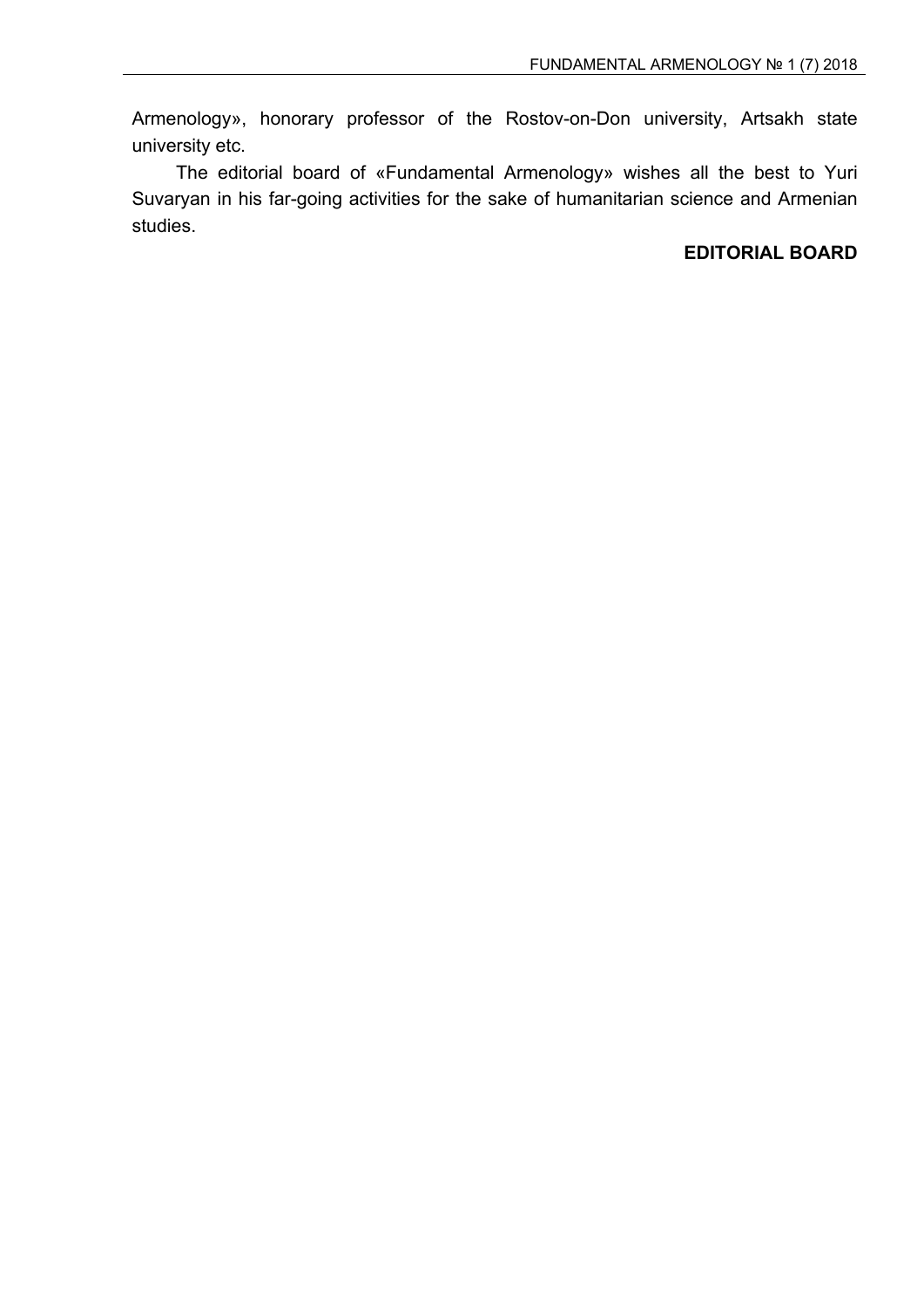Armenology», honorary professor of the Rostov-on-Don university, Artsakh state university etc.

The editorial board of «Fundamental Armenology» wishes all the best to Yuri Suvaryan in his far-going activities for the sake of humanitarian science and Armenian studies.

**EDITORIAL BOARD**